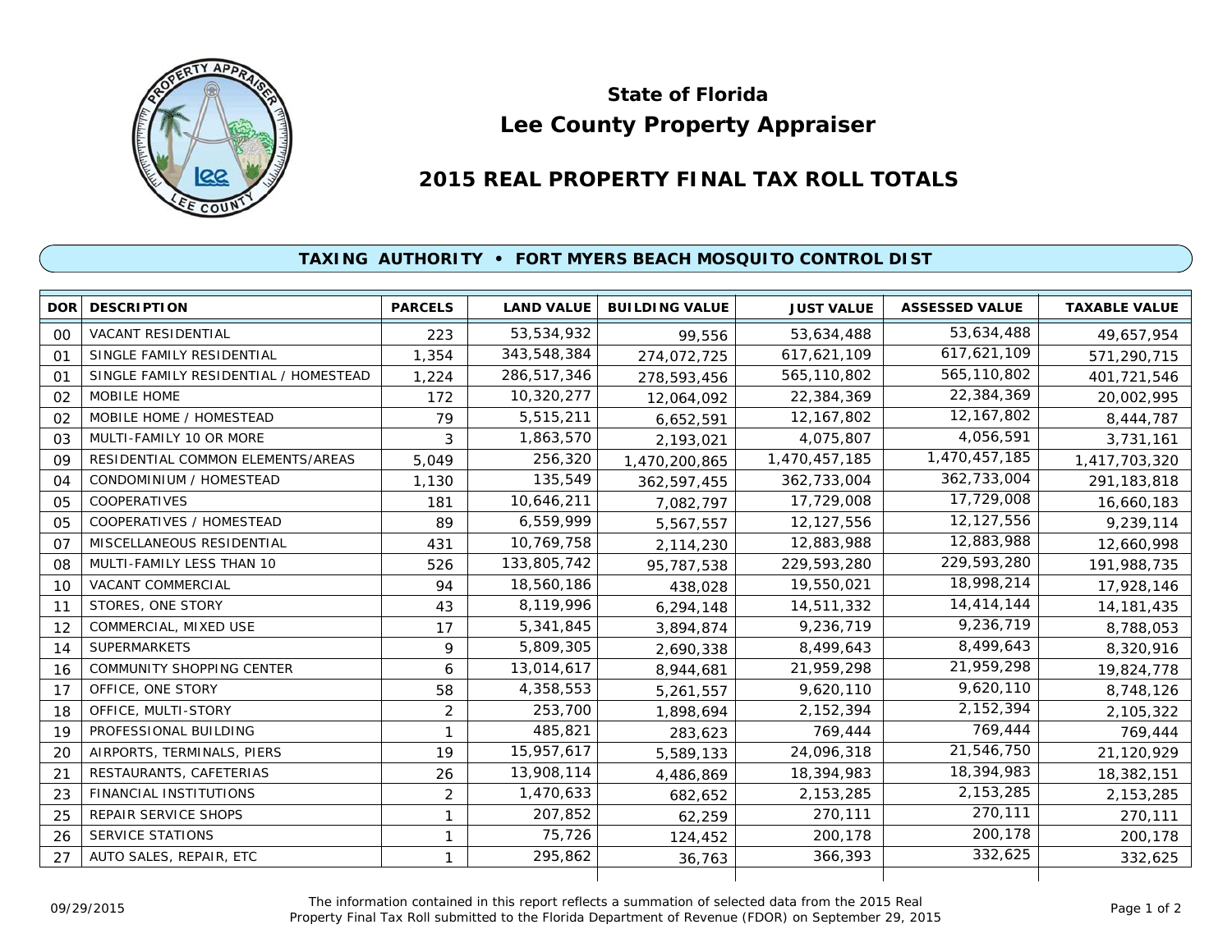# State of Florida
# Lee County Property Appraiser

## 2015 REAL PROPERTY FINAL TAX ROLL TOTALS

### TAXING AUTHORITY • FORT MYERS BEACH MOSQUITO CONTROL DIST

| DOR | DESCRIPTION | PARCELS | LAND VALUE | BUILDING VALUE | JUST VALUE | ASSESSED VALUE | TAXABLE VALUE |
|---|---|---|---|---|---|---|---|
| 00 | VACANT RESIDENTIAL | 223 | 53,534,932 | 99,556 | 53,634,488 | 53,634,488 | 49,657,954 |
| 01 | SINGLE FAMILY RESIDENTIAL | 1,354 | 343,548,384 | 274,072,725 | 617,621,109 | 617,621,109 | 571,290,715 |
| 01 | SINGLE FAMILY RESIDENTIAL / HOMESTEAD | 1,224 | 286,517,346 | 278,593,456 | 565,110,802 | 565,110,802 | 401,721,546 |
| 02 | MOBILE HOME | 172 | 10,320,277 | 12,064,092 | 22,384,369 | 22,384,369 | 20,002,995 |
| 02 | MOBILE HOME / HOMESTEAD | 79 | 5,515,211 | 6,652,591 | 12,167,802 | 12,167,802 | 8,444,787 |
| 03 | MULTI-FAMILY 10 OR MORE | 3 | 1,863,570 | 2,193,021 | 4,075,807 | 4,056,591 | 3,731,161 |
| 09 | RESIDENTIAL COMMON ELEMENTS/AREAS | 5,049 | 256,320 | 1,470,200,865 | 1,470,457,185 | 1,470,457,185 | 1,417,703,320 |
| 04 | CONDOMINIUM / HOMESTEAD | 1,130 | 135,549 | 362,597,455 | 362,733,004 | 362,733,004 | 291,183,818 |
| 05 | COOPERATIVES | 181 | 10,646,211 | 7,082,797 | 17,729,008 | 17,729,008 | 16,660,183 |
| 05 | COOPERATIVES / HOMESTEAD | 89 | 6,559,999 | 5,567,557 | 12,127,556 | 12,127,556 | 9,239,114 |
| 07 | MISCELLANEOUS RESIDENTIAL | 431 | 10,769,758 | 2,114,230 | 12,883,988 | 12,883,988 | 12,660,998 |
| 08 | MULTI-FAMILY LESS THAN 10 | 526 | 133,805,742 | 95,787,538 | 229,593,280 | 229,593,280 | 191,988,735 |
| 10 | VACANT COMMERCIAL | 94 | 18,560,186 | 438,028 | 19,550,021 | 18,998,214 | 17,928,146 |
| 11 | STORES, ONE STORY | 43 | 8,119,996 | 6,294,148 | 14,511,332 | 14,414,144 | 14,181,435 |
| 12 | COMMERCIAL, MIXED USE | 17 | 5,341,845 | 3,894,874 | 9,236,719 | 9,236,719 | 8,788,053 |
| 14 | SUPERMARKETS | 9 | 5,809,305 | 2,690,338 | 8,499,643 | 8,499,643 | 8,320,916 |
| 16 | COMMUNITY SHOPPING CENTER | 6 | 13,014,617 | 8,944,681 | 21,959,298 | 21,959,298 | 19,824,778 |
| 17 | OFFICE, ONE STORY | 58 | 4,358,553 | 5,261,557 | 9,620,110 | 9,620,110 | 8,748,126 |
| 18 | OFFICE, MULTI-STORY | 2 | 253,700 | 1,898,694 | 2,152,394 | 2,152,394 | 2,105,322 |
| 19 | PROFESSIONAL BUILDING | 1 | 485,821 | 283,623 | 769,444 | 769,444 | 769,444 |
| 20 | AIRPORTS, TERMINALS, PIERS | 19 | 15,957,617 | 5,589,133 | 24,096,318 | 21,546,750 | 21,120,929 |
| 21 | RESTAURANTS, CAFETERIAS | 26 | 13,908,114 | 4,486,869 | 18,394,983 | 18,394,983 | 18,382,151 |
| 23 | FINANCIAL INSTITUTIONS | 2 | 1,470,633 | 682,652 | 2,153,285 | 2,153,285 | 2,153,285 |
| 25 | REPAIR SERVICE SHOPS | 1 | 207,852 | 62,259 | 270,111 | 270,111 | 270,111 |
| 26 | SERVICE STATIONS | 1 | 75,726 | 124,452 | 200,178 | 200,178 | 200,178 |
| 27 | AUTO SALES, REPAIR, ETC | 1 | 295,862 | 36,763 | 366,393 | 332,625 | 332,625 |

09/29/2015

The information contained in this report reflects a summation of selected data from the 2015 Real Property Final Tax Roll submitted to the Florida Department of Revenue (FDOR) on September 29, 2015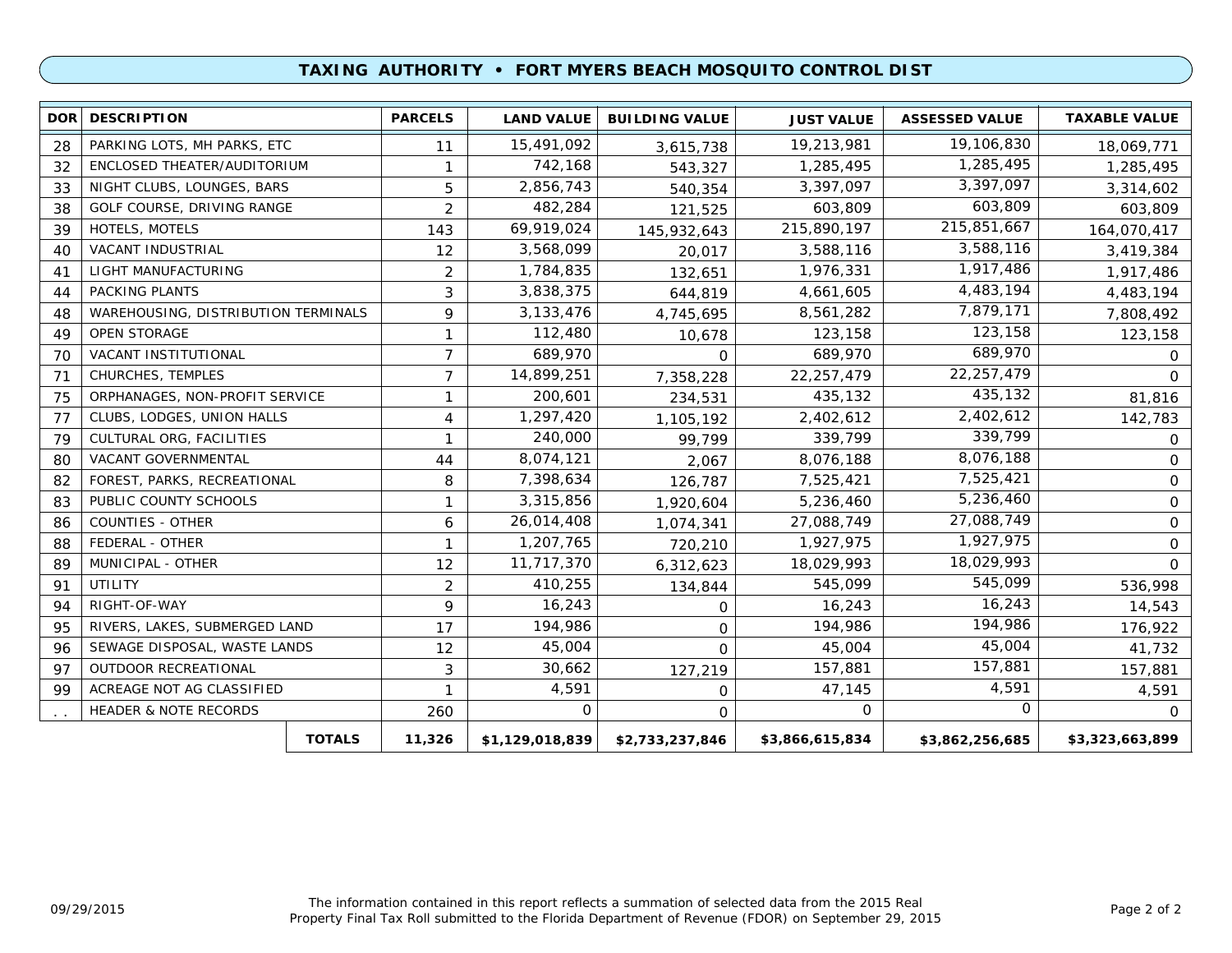## TAXING AUTHORITY • FORT MYERS BEACH MOSQUITO CONTROL DIST

| DOR | DESCRIPTION | PARCELS | LAND VALUE | BUILDING VALUE | JUST VALUE | ASSESSED VALUE | TAXABLE VALUE |
|---|---|---|---|---|---|---|---|
| 28 | PARKING LOTS, MH PARKS, ETC | 11 | 15,491,092 | 3,615,738 | 19,213,981 | 19,106,830 | 18,069,771 |
| 32 | ENCLOSED THEATER/AUDITORIUM | 1 | 742,168 | 543,327 | 1,285,495 | 1,285,495 | 1,285,495 |
| 33 | NIGHT CLUBS, LOUNGES, BARS | 5 | 2,856,743 | 540,354 | 3,397,097 | 3,397,097 | 3,314,602 |
| 38 | GOLF COURSE, DRIVING RANGE | 2 | 482,284 | 121,525 | 603,809 | 603,809 | 603,809 |
| 39 | HOTELS, MOTELS | 143 | 69,919,024 | 145,932,643 | 215,890,197 | 215,851,667 | 164,070,417 |
| 40 | VACANT INDUSTRIAL | 12 | 3,568,099 | 20,017 | 3,588,116 | 3,588,116 | 3,419,384 |
| 41 | LIGHT MANUFACTURING | 2 | 1,784,835 | 132,651 | 1,976,331 | 1,917,486 | 1,917,486 |
| 44 | PACKING PLANTS | 3 | 3,838,375 | 644,819 | 4,661,605 | 4,483,194 | 4,483,194 |
| 48 | WAREHOUSING, DISTRIBUTION TERMINALS | 9 | 3,133,476 | 4,745,695 | 8,561,282 | 7,879,171 | 7,808,492 |
| 49 | OPEN STORAGE | 1 | 112,480 | 10,678 | 123,158 | 123,158 | 123,158 |
| 70 | VACANT INSTITUTIONAL | 7 | 689,970 | 0 | 689,970 | 689,970 | 0 |
| 71 | CHURCHES, TEMPLES | 7 | 14,899,251 | 7,358,228 | 22,257,479 | 22,257,479 | 0 |
| 75 | ORPHANAGES, NON-PROFIT SERVICE | 1 | 200,601 | 234,531 | 435,132 | 435,132 | 81,816 |
| 77 | CLUBS, LODGES, UNION HALLS | 4 | 1,297,420 | 1,105,192 | 2,402,612 | 2,402,612 | 142,783 |
| 79 | CULTURAL ORG, FACILITIES | 1 | 240,000 | 99,799 | 339,799 | 339,799 | 0 |
| 80 | VACANT GOVERNMENTAL | 44 | 8,074,121 | 2,067 | 8,076,188 | 8,076,188 | 0 |
| 82 | FOREST, PARKS, RECREATIONAL | 8 | 7,398,634 | 126,787 | 7,525,421 | 7,525,421 | 0 |
| 83 | PUBLIC COUNTY SCHOOLS | 1 | 3,315,856 | 1,920,604 | 5,236,460 | 5,236,460 | 0 |
| 86 | COUNTIES - OTHER | 6 | 26,014,408 | 1,074,341 | 27,088,749 | 27,088,749 | 0 |
| 88 | FEDERAL - OTHER | 1 | 1,207,765 | 720,210 | 1,927,975 | 1,927,975 | 0 |
| 89 | MUNICIPAL - OTHER | 12 | 11,717,370 | 6,312,623 | 18,029,993 | 18,029,993 | 0 |
| 91 | UTILITY | 2 | 410,255 | 134,844 | 545,099 | 545,099 | 536,998 |
| 94 | RIGHT-OF-WAY | 9 | 16,243 | 0 | 16,243 | 16,243 | 14,543 |
| 95 | RIVERS, LAKES, SUBMERGED LAND | 17 | 194,986 | 0 | 194,986 | 194,986 | 176,922 |
| 96 | SEWAGE DISPOSAL, WASTE LANDS | 12 | 45,004 | 0 | 45,004 | 45,004 | 41,732 |
| 97 | OUTDOOR RECREATIONAL | 3 | 30,662 | 127,219 | 157,881 | 157,881 | 157,881 |
| 99 | ACREAGE NOT AG CLASSIFIED | 1 | 4,591 | 0 | 47,145 | 4,591 | 4,591 |
| . . | HEADER & NOTE RECORDS | 260 | 0 | 0 | 0 | 0 | 0 |
| | **TOTALS** | **11,326** | **$1,129,018,839** | **$2,733,237,846** | **$3,866,615,834** | **$3,862,256,685** | **$3,323,663,899** |

09/29/2015

The information contained in this report reflects a summation of selected data from the 2015 Real Property Final Tax Roll submitted to the Florida Department of Revenue (FDOR) on September 29, 2015